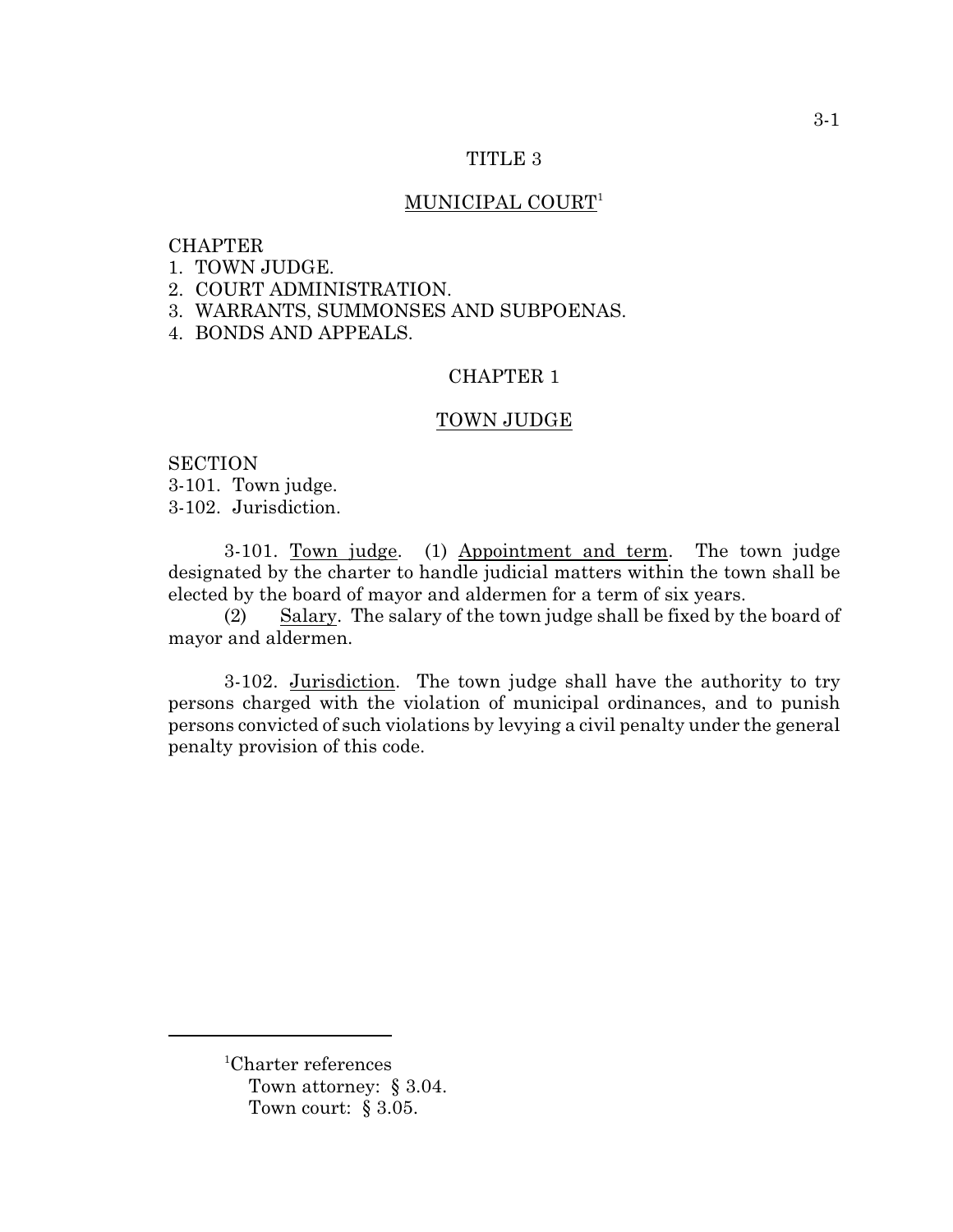# TITLE 3

## MUNICIPAL COURT[1]

CHAPTER
1. TOWN JUDGE.
2. COURT ADMINISTRATION.
3. WARRANTS, SUMMONSES AND SUBPOENAS.
4. BONDS AND APPEALS.

## CHAPTER 1

## TOWN JUDGE

SECTION
3-101. Town judge.
3-102. Jurisdiction.

3-101. Town judge. (1) Appointment and term. The town judge designated by the charter to handle judicial matters within the town shall be elected by the board of mayor and aldermen for a term of six years.

(2) Salary. The salary of the town judge shall be fixed by the board of mayor and aldermen.

3-102. Jurisdiction. The town judge shall have the authority to try persons charged with the violation of municipal ordinances, and to punish persons convicted of such violations by levying a civil penalty under the general penalty provision of this code.

---

[1]Charter references
Town attorney: § 3.04.
Town court: § 3.05.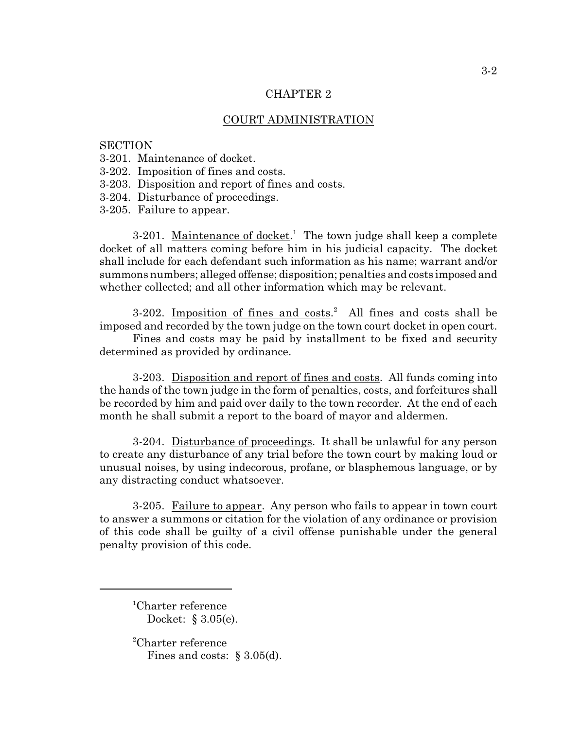# CHAPTER 2

## COURT ADMINISTRATION

SECTION
3-201. Maintenance of docket.
3-202. Imposition of fines and costs.
3-203. Disposition and report of fines and costs.
3-204. Disturbance of proceedings.
3-205. Failure to appear.

3-201. Maintenance of docket.[1] The town judge shall keep a complete docket of all matters coming before him in his judicial capacity. The docket shall include for each defendant such information as his name; warrant and/or summons numbers; alleged offense; disposition; penalties and costs imposed and whether collected; and all other information which may be relevant.

3-202. Imposition of fines and costs.[2] All fines and costs shall be imposed and recorded by the town judge on the town court docket in open court.

Fines and costs may be paid by installment to be fixed and security determined as provided by ordinance.

3-203. Disposition and report of fines and costs. All funds coming into the hands of the town judge in the form of penalties, costs, and forfeitures shall be recorded by him and paid over daily to the town recorder. At the end of each month he shall submit a report to the board of mayor and aldermen.

3-204. Disturbance of proceedings. It shall be unlawful for any person to create any disturbance of any trial before the town court by making loud or unusual noises, by using indecorous, profane, or blasphemous language, or by any distracting conduct whatsoever.

3-205. Failure to appear. Any person who fails to appear in town court to answer a summons or citation for the violation of any ordinance or provision of this code shall be guilty of a civil offense punishable under the general penalty provision of this code.

---

[1]Charter reference
Docket: § 3.05(e).

[2]Charter reference
Fines and costs: § 3.05(d).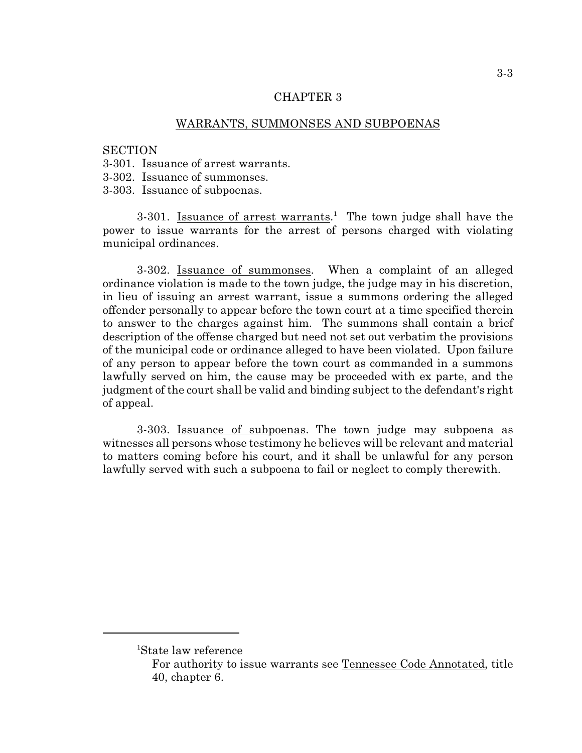# CHAPTER 3

## WARRANTS, SUMMONSES AND SUBPOENAS

SECTION
3-301. Issuance of arrest warrants.
3-302. Issuance of summonses.
3-303. Issuance of subpoenas.

3-301. Issuance of arrest warrants.[1] The town judge shall have the power to issue warrants for the arrest of persons charged with violating municipal ordinances.

3-302. Issuance of summonses. When a complaint of an alleged ordinance violation is made to the town judge, the judge may in his discretion, in lieu of issuing an arrest warrant, issue a summons ordering the alleged offender personally to appear before the town court at a time specified therein to answer to the charges against him. The summons shall contain a brief description of the offense charged but need not set out verbatim the provisions of the municipal code or ordinance alleged to have been violated. Upon failure of any person to appear before the town court as commanded in a summons lawfully served on him, the cause may be proceeded with ex parte, and the judgment of the court shall be valid and binding subject to the defendant's right of appeal.

3-303. Issuance of subpoenas. The town judge may subpoena as witnesses all persons whose testimony he believes will be relevant and material to matters coming before his court, and it shall be unlawful for any person lawfully served with such a subpoena to fail or neglect to comply therewith.

---

[1]State law reference
For authority to issue warrants see Tennessee Code Annotated, title 40, chapter 6.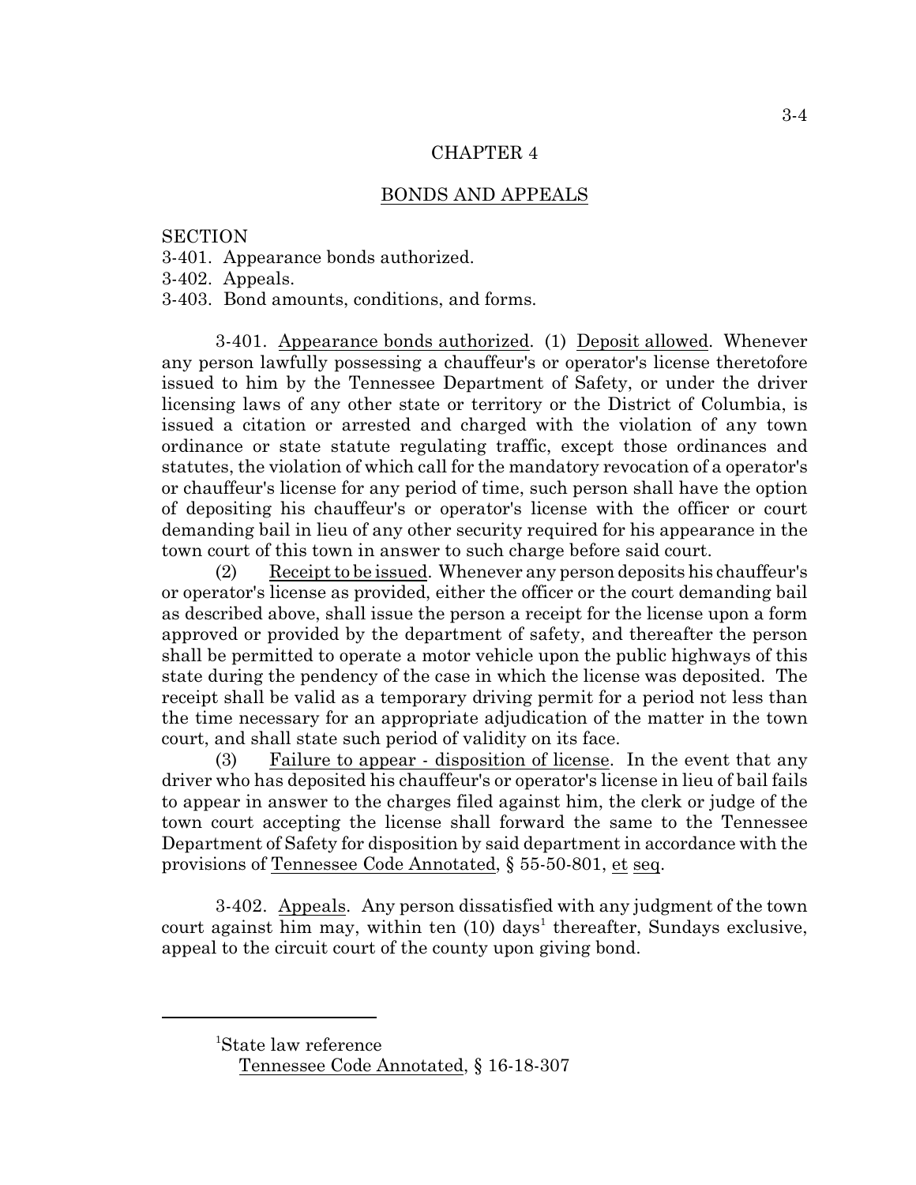# CHAPTER 4

## BONDS AND APPEALS

SECTION
3-401. Appearance bonds authorized.
3-402. Appeals.
3-403. Bond amounts, conditions, and forms.

3-401. Appearance bonds authorized. (1) Deposit allowed. Whenever any person lawfully possessing a chauffeur's or operator's license theretofore issued to him by the Tennessee Department of Safety, or under the driver licensing laws of any other state or territory or the District of Columbia, is issued a citation or arrested and charged with the violation of any town ordinance or state statute regulating traffic, except those ordinances and statutes, the violation of which call for the mandatory revocation of a operator's or chauffeur's license for any period of time, such person shall have the option of depositing his chauffeur's or operator's license with the officer or court demanding bail in lieu of any other security required for his appearance in the town court of this town in answer to such charge before said court.

(2) Receipt to be issued. Whenever any person deposits his chauffeur's or operator's license as provided, either the officer or the court demanding bail as described above, shall issue the person a receipt for the license upon a form approved or provided by the department of safety, and thereafter the person shall be permitted to operate a motor vehicle upon the public highways of this state during the pendency of the case in which the license was deposited. The receipt shall be valid as a temporary driving permit for a period not less than the time necessary for an appropriate adjudication of the matter in the town court, and shall state such period of validity on its face.

(3) Failure to appear - disposition of license. In the event that any driver who has deposited his chauffeur's or operator's license in lieu of bail fails to appear in answer to the charges filed against him, the clerk or judge of the town court accepting the license shall forward the same to the Tennessee Department of Safety for disposition by said department in accordance with the provisions of Tennessee Code Annotated, § 55-50-801, et seq.

3-402. Appeals. Any person dissatisfied with any judgment of the town court against him may, within ten (10) days[1] thereafter, Sundays exclusive, appeal to the circuit court of the county upon giving bond.

---

[1]State law reference
Tennessee Code Annotated, § 16-18-307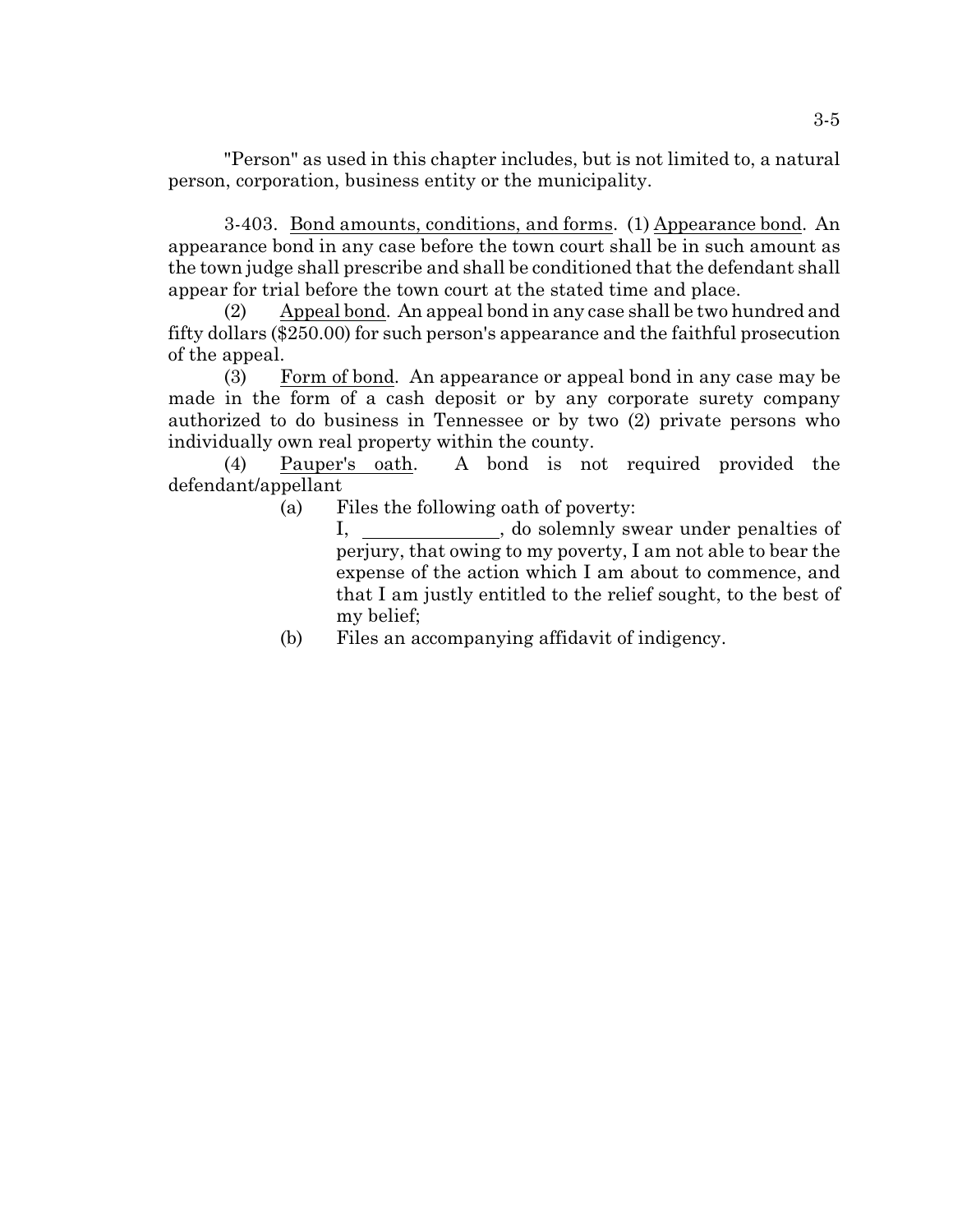"Person" as used in this chapter includes, but is not limited to, a natural person, corporation, business entity or the municipality.

3-403. Bond amounts, conditions, and forms. (1) Appearance bond. An appearance bond in any case before the town court shall be in such amount as the town judge shall prescribe and shall be conditioned that the defendant shall appear for trial before the town court at the stated time and place.

(2) Appeal bond. An appeal bond in any case shall be two hundred and fifty dollars ($250.00) for such person's appearance and the faithful prosecution of the appeal.

(3) Form of bond. An appearance or appeal bond in any case may be made in the form of a cash deposit or by any corporate surety company authorized to do business in Tennessee or by two (2) private persons who individually own real property within the county.

(4) Pauper's oath. A bond is not required provided the defendant/appellant

(a) Files the following oath of poverty:

I, ______________, do solemnly swear under penalties of perjury, that owing to my poverty, I am not able to bear the expense of the action which I am about to commence, and that I am justly entitled to the relief sought, to the best of my belief;

(b) Files an accompanying affidavit of indigency.